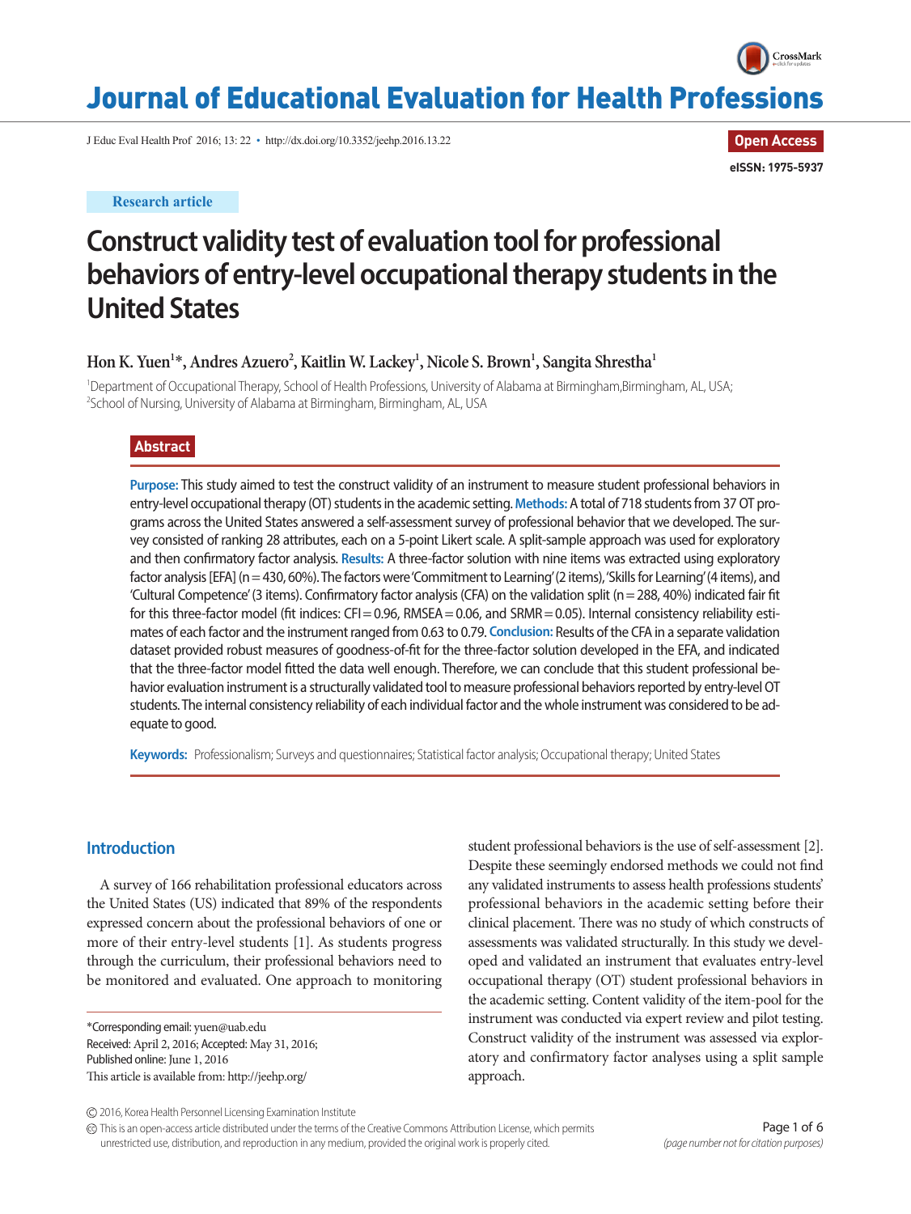Research article

# Construct validity test of evaluation tool for professional behaviors of entry-level occupational therapy students in the United States

**Hon K. Yuen[1]*, Andres Azuero[2], Kaitlin W. Lackey[1], Nicole S. Brown[1], Sangita Shrestha[1]**

[1]Department of Occupational Therapy, School of Health Professions, University of Alabama at Birmingham,Birmingham, AL, USA;
[2]School of Nursing, University of Alabama at Birmingham, Birmingham, AL, USA

## Abstract

**Purpose:** This study aimed to test the construct validity of an instrument to measure student professional behaviors in entry-level occupational therapy (OT) students in the academic setting. **Methods:** A total of 718 students from 37 OT programs across the United States answered a self-assessment survey of professional behavior that we developed. The survey consisted of ranking 28 attributes, each on a 5-point Likert scale. A split-sample approach was used for exploratory and then confirmatory factor analysis. **Results:** A three-factor solution with nine items was extracted using exploratory factor analysis [EFA] (n = 430, 60%). The factors were 'Commitment to Learning' (2 items), 'Skills for Learning' (4 items), and 'Cultural Competence' (3 items). Confirmatory factor analysis (CFA) on the validation split (n = 288, 40%) indicated fair fit for this three-factor model (fit indices: CFI = 0.96, RMSEA = 0.06, and SRMR = 0.05). Internal consistency reliability estimates of each factor and the instrument ranged from 0.63 to 0.79. **Conclusion:** Results of the CFA in a separate validation dataset provided robust measures of goodness-of-fit for the three-factor solution developed in the EFA, and indicated that the three-factor model fitted the data well enough. Therefore, we can conclude that this student professional behavior evaluation instrument is a structurally validated tool to measure professional behaviors reported by entry-level OT students. The internal consistency reliability of each individual factor and the whole instrument was considered to be adequate to good.

**Keywords:** Professionalism; Surveys and questionnaires; Statistical factor analysis; Occupational therapy; United States

## Introduction

A survey of 166 rehabilitation professional educators across the United States (US) indicated that 89% of the respondents expressed concern about the professional behaviors of one or more of their entry-level students [1]. As students progress through the curriculum, their professional behaviors need to be monitored and evaluated. One approach to monitoring student professional behaviors is the use of self-assessment [2]. Despite these seemingly endorsed methods we could not find any validated instruments to assess health professions students' professional behaviors in the academic setting before their clinical placement. There was no study of which constructs of assessments was validated structurally. In this study we developed and validated an instrument that evaluates entry-level occupational therapy (OT) student professional behaviors in the academic setting. Content validity of the item-pool for the instrument was conducted via expert review and pilot testing. Construct validity of the instrument was assessed via exploratory and confirmatory factor analyses using a split sample approach.

*Corresponding email: yuen@uab.edu
Received: April 2, 2016; Accepted: May 31, 2016;
Published online: June 1, 2016
This article is available from: http://jeehp.org/

© 2016, Korea Health Personnel Licensing Examination Institute
This is an open-access article distributed under the terms of the Creative Commons Attribution License, which permits unrestricted use, distribution, and reproduction in any medium, provided the original work is properly cited.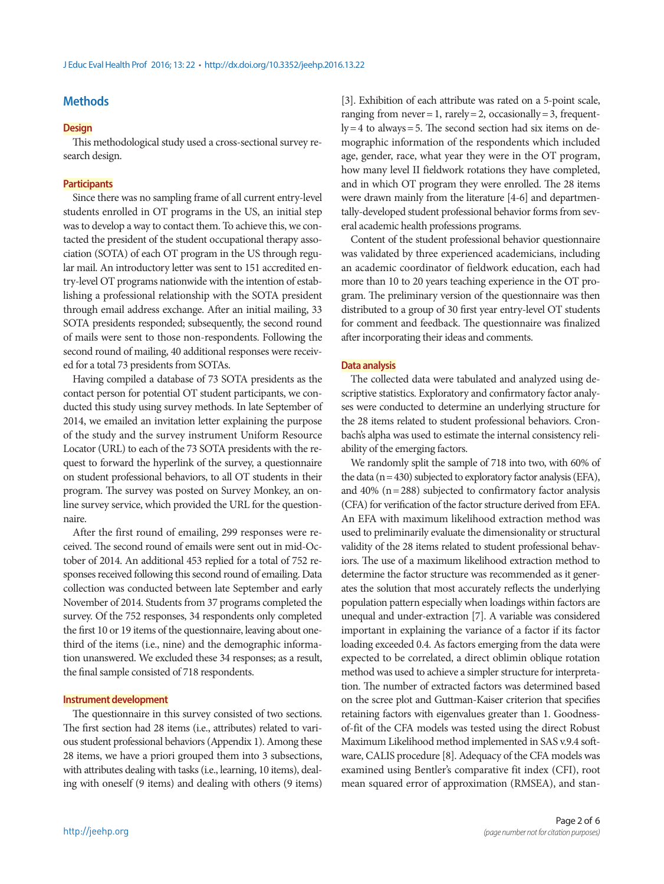## Methods

### Design

This methodological study used a cross-sectional survey research design.

### Participants

Since there was no sampling frame of all current entry-level students enrolled in OT programs in the US, an initial step was to develop a way to contact them. To achieve this, we contacted the president of the student occupational therapy association (SOTA) of each OT program in the US through regular mail. An introductory letter was sent to 151 accredited entry-level OT programs nationwide with the intention of establishing a professional relationship with the SOTA president through email address exchange. After an initial mailing, 33 SOTA presidents responded; subsequently, the second round of mails were sent to those non-respondents. Following the second round of mailing, 40 additional responses were received for a total 73 presidents from SOTAs.

Having compiled a database of 73 SOTA presidents as the contact person for potential OT student participants, we conducted this study using survey methods. In late September of 2014, we emailed an invitation letter explaining the purpose of the study and the survey instrument Uniform Resource Locator (URL) to each of the 73 SOTA presidents with the request to forward the hyperlink of the survey, a questionnaire on student professional behaviors, to all OT students in their program. The survey was posted on Survey Monkey, an online survey service, which provided the URL for the questionnaire.

After the first round of emailing, 299 responses were received. The second round of emails were sent out in mid-October of 2014. An additional 453 replied for a total of 752 responses received following this second round of emailing. Data collection was conducted between late September and early November of 2014. Students from 37 programs completed the survey. Of the 752 responses, 34 respondents only completed the first 10 or 19 items of the questionnaire, leaving about one-third of the items (i.e., nine) and the demographic information unanswered. We excluded these 34 responses; as a result, the final sample consisted of 718 respondents.

### Instrument development

The questionnaire in this survey consisted of two sections. The first section had 28 items (i.e., attributes) related to various student professional behaviors (Appendix 1). Among these 28 items, we have a priori grouped them into 3 subsections, with attributes dealing with tasks (i.e., learning, 10 items), dealing with oneself (9 items) and dealing with others (9 items) [3]. Exhibition of each attribute was rated on a 5-point scale, ranging from never = 1, rarely = 2, occasionally = 3, frequently = 4 to always = 5. The second section had six items on demographic information of the respondents which included age, gender, race, what year they were in the OT program, how many level II fieldwork rotations they have completed, and in which OT program they were enrolled. The 28 items were drawn mainly from the literature [4-6] and departmentally-developed student professional behavior forms from several academic health professions programs.

Content of the student professional behavior questionnaire was validated by three experienced academicians, including an academic coordinator of fieldwork education, each had more than 10 to 20 years teaching experience in the OT program. The preliminary version of the questionnaire was then distributed to a group of 30 first year entry-level OT students for comment and feedback. The questionnaire was finalized after incorporating their ideas and comments.

### Data analysis

The collected data were tabulated and analyzed using descriptive statistics. Exploratory and confirmatory factor analyses were conducted to determine an underlying structure for the 28 items related to student professional behaviors. Cronbach's alpha was used to estimate the internal consistency reliability of the emerging factors.

We randomly split the sample of 718 into two, with 60% of the data (n = 430) subjected to exploratory factor analysis (EFA), and 40% (n = 288) subjected to confirmatory factor analysis (CFA) for verification of the factor structure derived from EFA. An EFA with maximum likelihood extraction method was used to preliminarily evaluate the dimensionality or structural validity of the 28 items related to student professional behaviors. The use of a maximum likelihood extraction method to determine the factor structure was recommended as it generates the solution that most accurately reflects the underlying population pattern especially when loadings within factors are unequal and under-extraction [7]. A variable was considered important in explaining the variance of a factor if its factor loading exceeded 0.4. As factors emerging from the data were expected to be correlated, a direct oblimin oblique rotation method was used to achieve a simpler structure for interpretation. The number of extracted factors was determined based on the scree plot and Guttman-Kaiser criterion that specifies retaining factors with eigenvalues greater than 1. Goodness-of-fit of the CFA models was tested using the direct Robust Maximum Likelihood method implemented in SAS v.9.4 software, CALIS procedure [8]. Adequacy of the CFA models was examined using Bentler's comparative fit index (CFI), root mean squared error of approximation (RMSEA), and stan-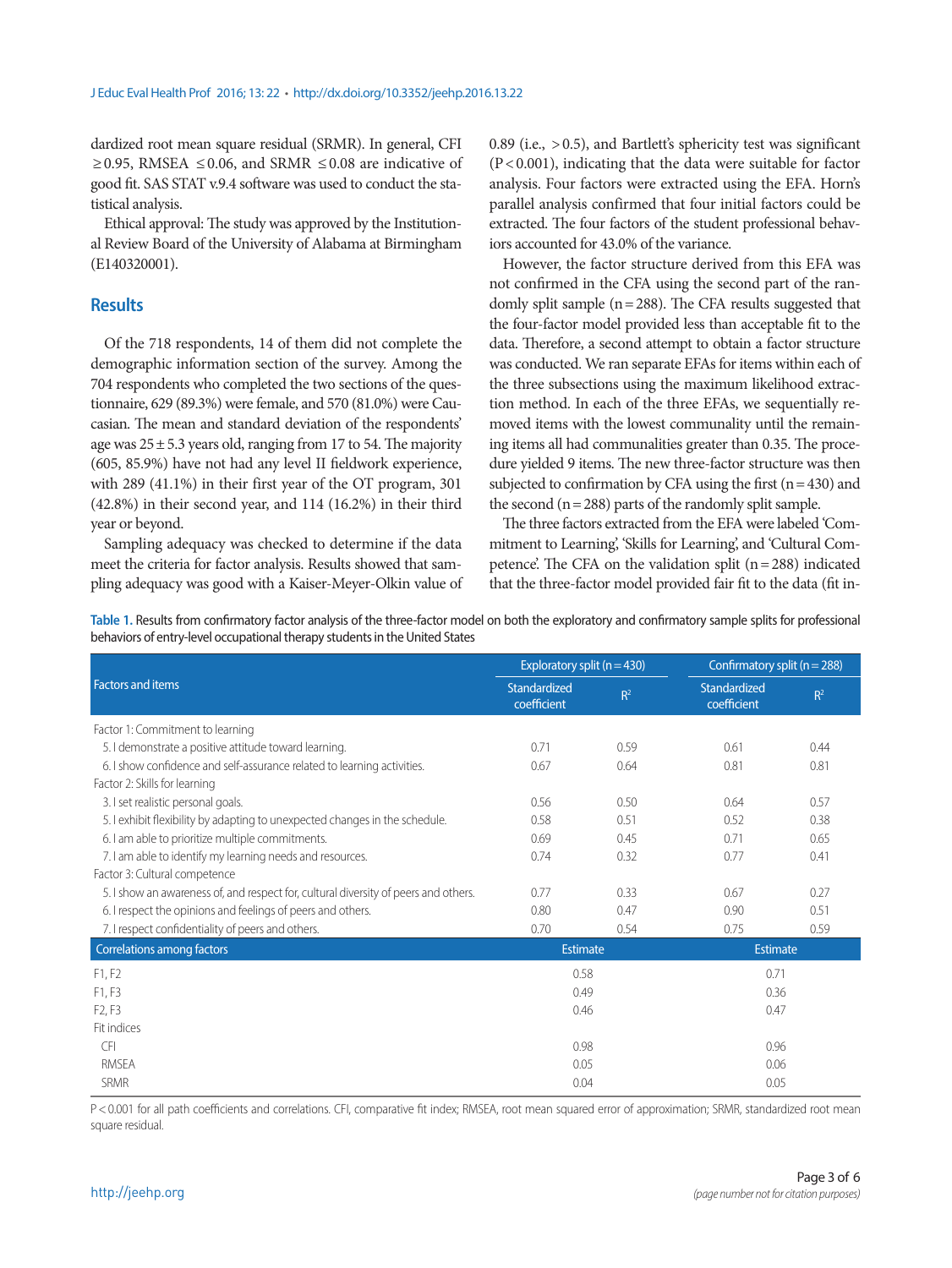dardized root mean square residual (SRMR). In general, CFI ≥0.95, RMSEA ≤0.06, and SRMR ≤0.08 are indicative of good fit. SAS STAT v.9.4 software was used to conduct the statistical analysis.

Ethical approval: The study was approved by the Institutional Review Board of the University of Alabama at Birmingham (E140320001).

## Results

Of the 718 respondents, 14 of them did not complete the demographic information section of the survey. Among the 704 respondents who completed the two sections of the questionnaire, 629 (89.3%) were female, and 570 (81.0%) were Caucasian. The mean and standard deviation of the respondents' age was 25 ± 5.3 years old, ranging from 17 to 54. The majority (605, 85.9%) have not had any level II fieldwork experience, with 289 (41.1%) in their first year of the OT program, 301 (42.8%) in their second year, and 114 (16.2%) in their third year or beyond.

Sampling adequacy was checked to determine if the data meet the criteria for factor analysis. Results showed that sampling adequacy was good with a Kaiser-Meyer-Olkin value of 0.89 (i.e., >0.5), and Bartlett's sphericity test was significant ($P<0.001$), indicating that the data were suitable for factor analysis. Four factors were extracted using the EFA. Horn's parallel analysis confirmed that four initial factors could be extracted. The four factors of the student professional behaviors accounted for 43.0% of the variance.

However, the factor structure derived from this EFA was not confirmed in the CFA using the second part of the randomly split sample (n=288). The CFA results suggested that the four-factor model provided less than acceptable fit to the data. Therefore, a second attempt to obtain a factor structure was conducted. We ran separate EFAs for items within each of the three subsections using the maximum likelihood extraction method. In each of the three EFAs, we sequentially removed items with the lowest communality until the remaining items all had communalities greater than 0.35. The procedure yielded 9 items. The new three-factor structure was then subjected to confirmation by CFA using the first (n=430) and the second (n=288) parts of the randomly split sample.

The three factors extracted from the EFA were labeled 'Commitment to Learning', 'Skills for Learning', and 'Cultural Competence'. The CFA on the validation split (n=288) indicated that the three-factor model provided fair fit to the data (fit in-

**Table 1.** Results from confirmatory factor analysis of the three-factor model on both the exploratory and confirmatory sample splits for professional behaviors of entry-level occupational therapy students in the United States

| Factors and items | Exploratory split (n=430) | | Confirmatory split (n=288) | |
|---|---|---|---|---|
| | Standardized coefficient | $R^2$ | Standardized coefficient | $R^2$ |
| Factor 1: Commitment to learning | | | | |
| 5. I demonstrate a positive attitude toward learning. | 0.71 | 0.59 | 0.61 | 0.44 |
| 6. I show confidence and self-assurance related to learning activities. | 0.67 | 0.64 | 0.81 | 0.81 |
| Factor 2: Skills for learning | | | | |
| 3. I set realistic personal goals. | 0.56 | 0.50 | 0.64 | 0.57 |
| 5. I exhibit flexibility by adapting to unexpected changes in the schedule. | 0.58 | 0.51 | 0.52 | 0.38 |
| 6. I am able to prioritize multiple commitments. | 0.69 | 0.45 | 0.71 | 0.65 |
| 7. I am able to identify my learning needs and resources. | 0.74 | 0.32 | 0.77 | 0.41 |
| Factor 3: Cultural competence | | | | |
| 5. I show an awareness of, and respect for, cultural diversity of peers and others. | 0.77 | 0.33 | 0.67 | 0.27 |
| 6. I respect the opinions and feelings of peers and others. | 0.80 | 0.47 | 0.90 | 0.51 |
| 7. I respect confidentiality of peers and others. | 0.70 | 0.54 | 0.75 | 0.59 |
| **Correlations among factors** | **Estimate** | | **Estimate** | |
| F1, F2 | 0.58 | | 0.71 | |
| F1, F3 | 0.49 | | 0.36 | |
| F2, F3 | 0.46 | | 0.47 | |
| Fit indices | | | | |
| CFI | 0.98 | | 0.96 | |
| RMSEA | 0.05 | | 0.06 | |
| SRMR | 0.04 | | 0.05 | |

$P<0.001$ for all path coefficients and correlations. CFI, comparative fit index; RMSEA, root mean squared error of approximation; SRMR, standardized root mean square residual.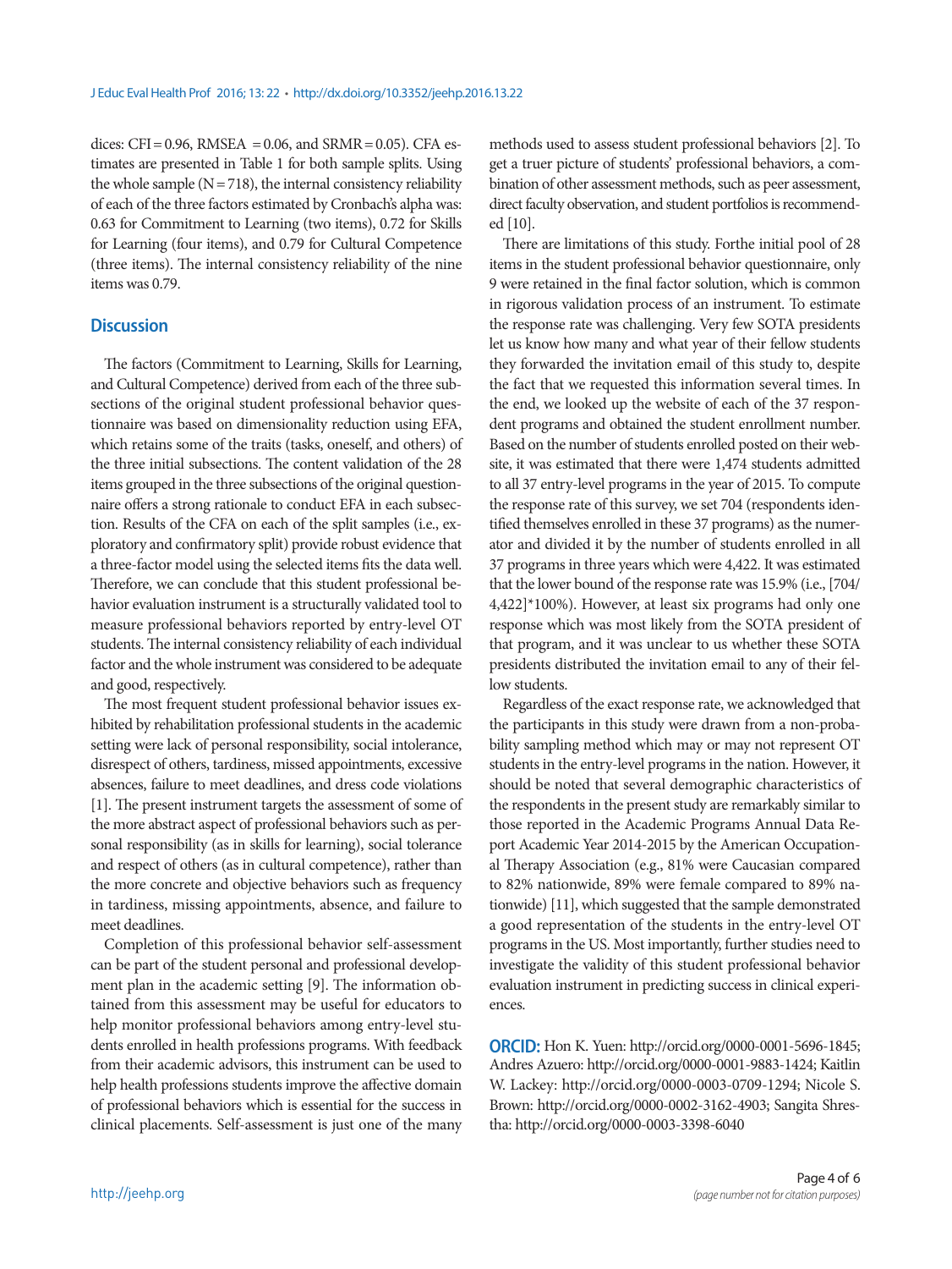dices: CFI = 0.96, RMSEA = 0.06, and SRMR = 0.05). CFA estimates are presented in Table 1 for both sample splits. Using the whole sample (N = 718), the internal consistency reliability of each of the three factors estimated by Cronbach's alpha was: 0.63 for Commitment to Learning (two items), 0.72 for Skills for Learning (four items), and 0.79 for Cultural Competence (three items). The internal consistency reliability of the nine items was 0.79.

## Discussion

The factors (Commitment to Learning, Skills for Learning, and Cultural Competence) derived from each of the three subsections of the original student professional behavior questionnaire was based on dimensionality reduction using EFA, which retains some of the traits (tasks, oneself, and others) of the three initial subsections. The content validation of the 28 items grouped in the three subsections of the original questionnaire offers a strong rationale to conduct EFA in each subsection. Results of the CFA on each of the split samples (i.e., exploratory and confirmatory split) provide robust evidence that a three-factor model using the selected items fits the data well. Therefore, we can conclude that this student professional behavior evaluation instrument is a structurally validated tool to measure professional behaviors reported by entry-level OT students. The internal consistency reliability of each individual factor and the whole instrument was considered to be adequate and good, respectively.

The most frequent student professional behavior issues exhibited by rehabilitation professional students in the academic setting were lack of personal responsibility, social intolerance, disrespect of others, tardiness, missed appointments, excessive absences, failure to meet deadlines, and dress code violations [1]. The present instrument targets the assessment of some of the more abstract aspect of professional behaviors such as personal responsibility (as in skills for learning), social tolerance and respect of others (as in cultural competence), rather than the more concrete and objective behaviors such as frequency in tardiness, missing appointments, absence, and failure to meet deadlines.

Completion of this professional behavior self-assessment can be part of the student personal and professional development plan in the academic setting [9]. The information obtained from this assessment may be useful for educators to help monitor professional behaviors among entry-level students enrolled in health professions programs. With feedback from their academic advisors, this instrument can be used to help health professions students improve the affective domain of professional behaviors which is essential for the success in clinical placements. Self-assessment is just one of the many methods used to assess student professional behaviors [2]. To get a truer picture of students' professional behaviors, a combination of other assessment methods, such as peer assessment, direct faculty observation, and student portfolios is recommended [10].

There are limitations of this study. Forthe initial pool of 28 items in the student professional behavior questionnaire, only 9 were retained in the final factor solution, which is common in rigorous validation process of an instrument. To estimate the response rate was challenging. Very few SOTA presidents let us know how many and what year of their fellow students they forwarded the invitation email of this study to, despite the fact that we requested this information several times. In the end, we looked up the website of each of the 37 respondent programs and obtained the student enrollment number. Based on the number of students enrolled posted on their website, it was estimated that there were 1,474 students admitted to all 37 entry-level programs in the year of 2015. To compute the response rate of this survey, we set 704 (respondents identified themselves enrolled in these 37 programs) as the numerator and divided it by the number of students enrolled in all 37 programs in three years which were 4,422. It was estimated that the lower bound of the response rate was 15.9% (i.e., [704/4,422]*100%). However, at least six programs had only one response which was most likely from the SOTA president of that program, and it was unclear to us whether these SOTA presidents distributed the invitation email to any of their fellow students.

Regardless of the exact response rate, we acknowledged that the participants in this study were drawn from a non-probability sampling method which may or may not represent OT students in the entry-level programs in the nation. However, it should be noted that several demographic characteristics of the respondents in the present study are remarkably similar to those reported in the Academic Programs Annual Data Report Academic Year 2014-2015 by the American Occupational Therapy Association (e.g., 81% were Caucasian compared to 82% nationwide, 89% were female compared to 89% nationwide) [11], which suggested that the sample demonstrated a good representation of the students in the entry-level OT programs in the US. Most importantly, further studies need to investigate the validity of this student professional behavior evaluation instrument in predicting success in clinical experiences.

**ORCID:** Hon K. Yuen: http://orcid.org/0000-0001-5696-1845; Andres Azuero: http://orcid.org/0000-0001-9883-1424; Kaitlin W. Lackey: http://orcid.org/0000-0003-0709-1294; Nicole S. Brown: http://orcid.org/0000-0002-3162-4903; Sangita Shrestha: http://orcid.org/0000-0003-3398-6040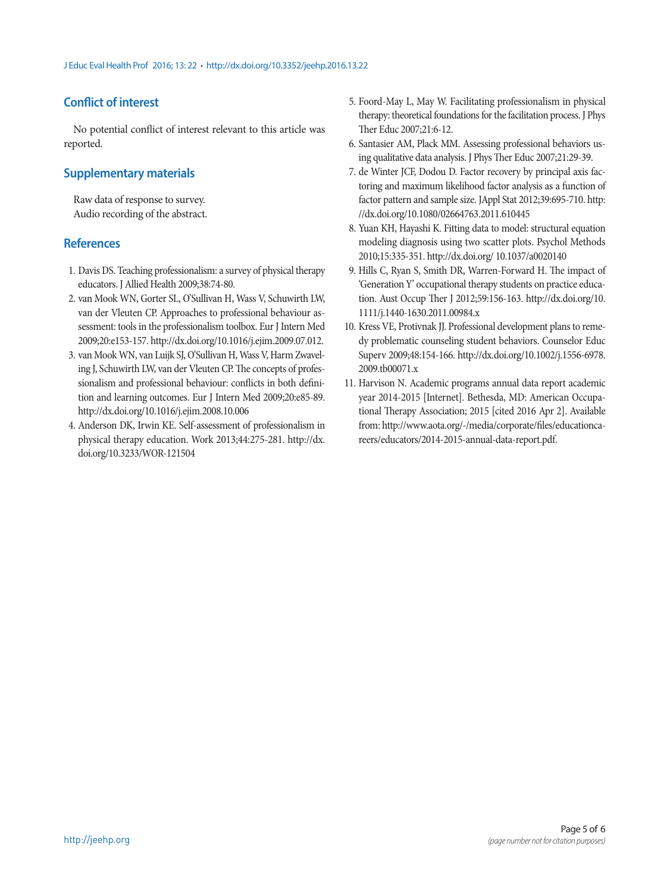## Conflict of interest

No potential conflict of interest relevant to this article was reported.

## Supplementary materials

Raw data of response to survey.
Audio recording of the abstract.

## References

1. Davis DS. Teaching professionalism: a survey of physical therapy educators. J Allied Health 2009;38:74-80.
2. van Mook WN, Gorter SL, O'Sullivan H, Wass V, Schuwirth LW, van der Vleuten CP. Approaches to professional behaviour assessment: tools in the professionalism toolbox. Eur J Intern Med 2009;20:e153-157. http://dx.doi.org/10.1016/j.ejim.2009.07.012.
3. van Mook WN, van Luijk SJ, O'Sullivan H, Wass V, Harm Zwaveling J, Schuwirth LW, van der Vleuten CP. The concepts of professionalism and professional behaviour: conflicts in both definition and learning outcomes. Eur J Intern Med 2009;20:e85-89. http://dx.doi.org/10.1016/j.ejim.2008.10.006
4. Anderson DK, Irwin KE. Self-assessment of professionalism in physical therapy education. Work 2013;44:275-281. http://dx.doi.org/10.3233/WOR-121504
5. Foord-May L, May W. Facilitating professionalism in physical therapy: theoretical foundations for the facilitation process. J Phys Ther Educ 2007;21:6-12.
6. Santasier AM, Plack MM. Assessing professional behaviors using qualitative data analysis. J Phys Ther Educ 2007;21:29-39.
7. de Winter JCF, Dodou D. Factor recovery by principal axis factoring and maximum likelihood factor analysis as a function of factor pattern and sample size. JAppl Stat 2012;39:695-710. http://dx.doi.org/10.1080/02664763.2011.610445
8. Yuan KH, Hayashi K. Fitting data to model: structural equation modeling diagnosis using two scatter plots. Psychol Methods 2010;15:335-351. http://dx.doi.org/ 10.1037/a0020140
9. Hills C, Ryan S, Smith DR, Warren-Forward H. The impact of 'Generation Y' occupational therapy students on practice education. Aust Occup Ther J 2012;59:156-163. http://dx.doi.org/10.1111/j.1440-1630.2011.00984.x
10. Kress VE, Protivnak JJ. Professional development plans to remedy problematic counseling student behaviors. Counselor Educ Superv 2009;48:154-166. http://dx.doi.org/10.1002/j.1556-6978.2009.tb00071.x
11. Harvison N. Academic programs annual data report academic year 2014-2015 [Internet]. Bethesda, MD: American Occupational Therapy Association; 2015 [cited 2016 Apr 2]. Available from: http://www.aota.org/-/media/corporate/files/educationcareers/educators/2014-2015-annual-data-report.pdf.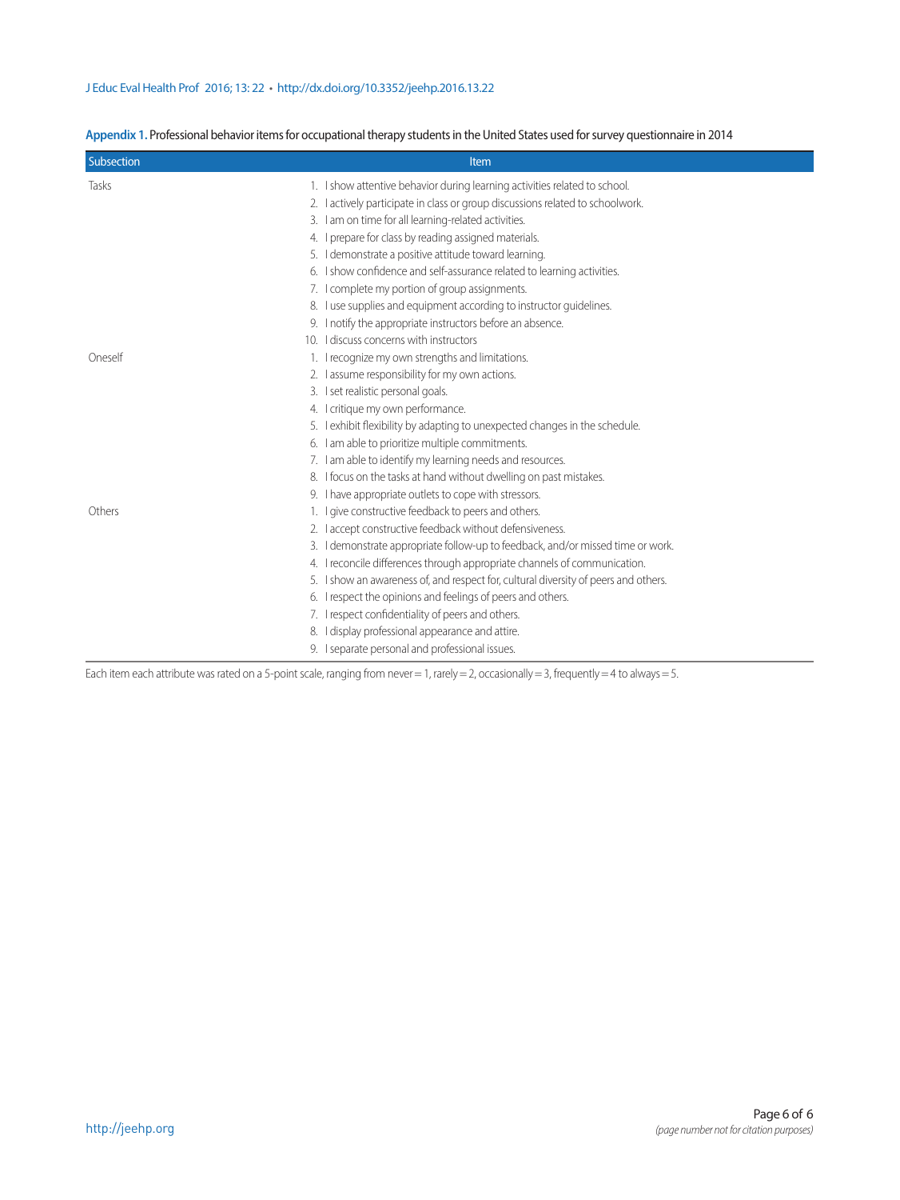**Appendix 1.** Professional behavior items for occupational therapy students in the United States used for survey questionnaire in 2014

| Subsection | Item |
|---|---|
| Tasks | 1. I show attentive behavior during learning activities related to school. |
| | 2. I actively participate in class or group discussions related to schoolwork. |
| | 3. I am on time for all learning-related activities. |
| | 4. I prepare for class by reading assigned materials. |
| | 5. I demonstrate a positive attitude toward learning. |
| | 6. I show confidence and self-assurance related to learning activities. |
| | 7. I complete my portion of group assignments. |
| | 8. I use supplies and equipment according to instructor guidelines. |
| | 9. I notify the appropriate instructors before an absence. |
| | 10. I discuss concerns with instructors |
| Oneself | 1. I recognize my own strengths and limitations. |
| | 2. I assume responsibility for my own actions. |
| | 3. I set realistic personal goals. |
| | 4. I critique my own performance. |
| | 5. I exhibit flexibility by adapting to unexpected changes in the schedule. |
| | 6. I am able to prioritize multiple commitments. |
| | 7. I am able to identify my learning needs and resources. |
| | 8. I focus on the tasks at hand without dwelling on past mistakes. |
| | 9. I have appropriate outlets to cope with stressors. |
| Others | 1. I give constructive feedback to peers and others. |
| | 2. I accept constructive feedback without defensiveness. |
| | 3. I demonstrate appropriate follow-up to feedback, and/or missed time or work. |
| | 4. I reconcile differences through appropriate channels of communication. |
| | 5. I show an awareness of, and respect for, cultural diversity of peers and others. |
| | 6. I respect the opinions and feelings of peers and others. |
| | 7. I respect confidentiality of peers and others. |
| | 8. I display professional appearance and attire. |
| | 9. I separate personal and professional issues. |

Each item each attribute was rated on a 5-point scale, ranging from never = 1, rarely = 2, occasionally = 3, frequently = 4 to always = 5.